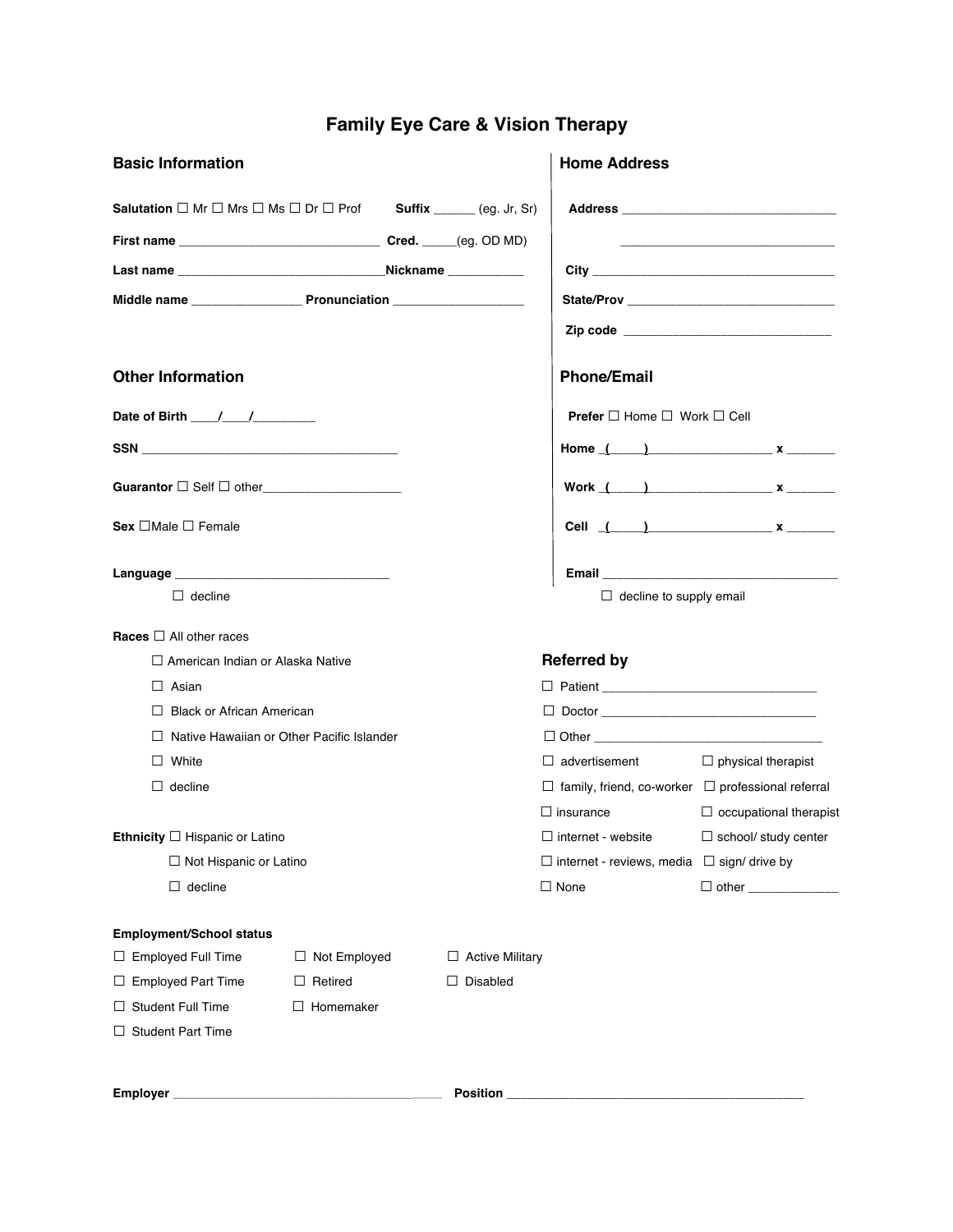# Family Eye Care & Vision Therapy

## Basic Information

**Salutation** ☐ Mr ☐ Mrs ☐ Ms ☐ Dr ☐ Prof **Suffix** ______ (eg. Jr, Sr)

**First name** _____________________________ **Cred.** _____(eg. OD MD)

**Last name** ______________________________**Nickname** ___________

**Middle name** ________________ **Pronunciation** ___________________

## Home Address

**Address** _______________________________

_______________________________

**City** ___________________________________

**State/Prov** ______________________________

**Zip code** ______________________________

## Other Information

**Date of Birth** ____/____/_________

**SSN** _____________________________________

**Guarantor** ☐ Self ☐ other____________________

**Sex** ☐Male ☐ Female

**Language** _______________________________

☐ decline

## Phone/Email

**Prefer** ☐ Home ☐ Work ☐ Cell

**Home** (_____)__________________ **x** _______

**Work** (_____)__________________ **x** _______

**Cell** (_____)__________________ **x** _______

**Email** __________________________________

☐ decline to supply email

**Races** ☐ All other races

☐ American Indian or Alaska Native

☐ Asian

☐ Black or African American

☐ Native Hawaiian or Other Pacific Islander

☐ White

☐ decline

**Ethnicity** ☐ Hispanic or Latino

☐ Not Hispanic or Latino

☐ decline

## Referred by

☐ Patient _______________________________

☐ Doctor _______________________________

☐ Other _________________________________

☐ advertisement ☐ physical therapist

☐ family, friend, co-worker ☐ professional referral

☐ insurance ☐ occupational therapist

☐ internet - website ☐ school/ study center

☐ internet - reviews, media ☐ sign/ drive by

☐ None ☐ other _____________

**Employment/School status**

☐ Employed Full Time ☐ Not Employed ☐ Active Military

☐ Employed Part Time ☐ Retired ☐ Disabled

☐ Student Full Time ☐ Homemaker

☐ Student Part Time

**Employer** ________________________________________ **Position** ____________________________________________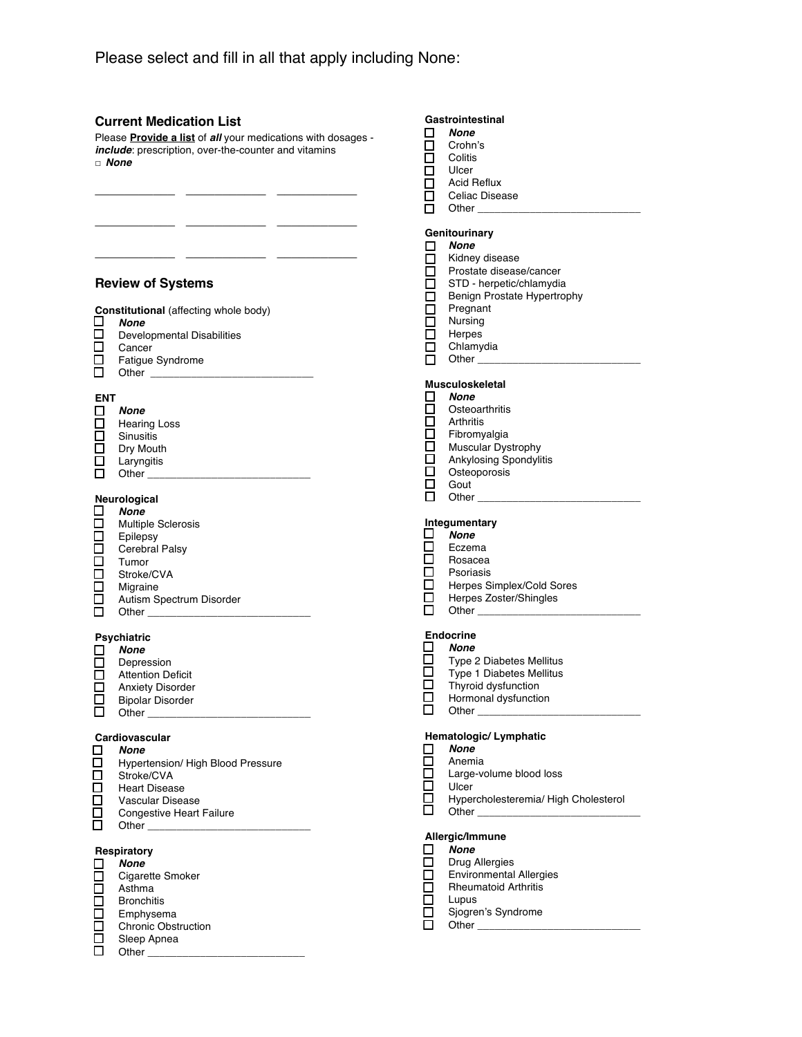Please select and fill in all that apply including None:

### Current Medication List

Please **Provide a list** of ***all*** your medications with dosages - ***include***: prescription, over-the-counter and vitamins

□ ***None***

______________ ______________ ______________

______________ ______________ ______________

______________ ______________ ______________

## Review of Systems

**Constitutional** (affecting whole body)

- ☐ ***None***
- ☐ Developmental Disabilities
- ☐ Cancer
- ☐ Fatigue Syndrome
- ☐ Other ____________________________

**ENT**

- ☐ ***None***
- ☐ Hearing Loss
- ☐ Sinusitis
- ☐ Dry Mouth
- ☐ Laryngitis
- ☐ Other ____________________________

**Neurological**

- ☐ ***None***
- ☐ Multiple Sclerosis
- ☐ Epilepsy
- ☐ Cerebral Palsy
- ☐ Tumor
- ☐ Stroke/CVA
- ☐ Migraine
- ☐ Autism Spectrum Disorder
- ☐ Other ____________________________

**Psychiatric**

- ☐ ***None***
- ☐ Depression
- ☐ Attention Deficit
- ☐ Anxiety Disorder
- ☐ Bipolar Disorder
- ☐ Other ____________________________

**Cardiovascular**

- ☐ ***None***
- ☐ Hypertension/ High Blood Pressure
- ☐ Stroke/CVA
- ☐ Heart Disease
- ☐ Vascular Disease
- ☐ Congestive Heart Failure
- ☐ Other ____________________________

**Respiratory**

- ☐ ***None***
- ☐ Cigarette Smoker
- ☐ Asthma
- ☐ Bronchitis
- ☐ Emphysema
- ☐ Chronic Obstruction
- ☐ Sleep Apnea
- ☐ Other ____________________________

**Gastrointestinal**

- ☐ ***None***
- ☐ Crohn's
- ☐ Colitis
- ☐ Ulcer
- ☐ Acid Reflux
- ☐ Celiac Disease
- ☐ Other ____________________________

**Genitourinary**

- ☐ ***None***
- ☐ Kidney disease
- ☐ Prostate disease/cancer
- ☐ STD - herpetic/chlamydia
- ☐ Benign Prostate Hypertrophy
- ☐ Pregnant
- ☐ Nursing
- ☐ Herpes
- ☐ Chlamydia
- ☐ Other ____________________________

**Musculoskeletal**

- ☐ ***None***
- ☐ Osteoarthritis
- ☐ Arthritis
- ☐ Fibromyalgia
- ☐ Muscular Dystrophy
- ☐ Ankylosing Spondylitis
- ☐ Osteoporosis
- ☐ Gout
- ☐ Other ____________________________

**Integumentary**

- ☐ ***None***
- ☐ Eczema
- ☐ Rosacea
- ☐ Psoriasis
- ☐ Herpes Simplex/Cold Sores
- ☐ Herpes Zoster/Shingles
- ☐ Other ____________________________

**Endocrine**

- ☐ ***None***
- ☐ Type 2 Diabetes Mellitus
- ☐ Type 1 Diabetes Mellitus
- ☐ Thyroid dysfunction
- ☐ Hormonal dysfunction
- ☐ Other ____________________________

**Hematologic/ Lymphatic**

- ☐ ***None***
- ☐ Anemia
- ☐ Large-volume blood loss
- ☐ Ulcer
- ☐ Hypercholesteremia/ High Cholesterol
- ☐ Other ____________________________

**Allergic/Immune**

- ☐ ***None***
- ☐ Drug Allergies
- ☐ Environmental Allergies
- ☐ Rheumatoid Arthritis
- ☐ Lupus
- ☐ Sjogren's Syndrome
- ☐ Other ____________________________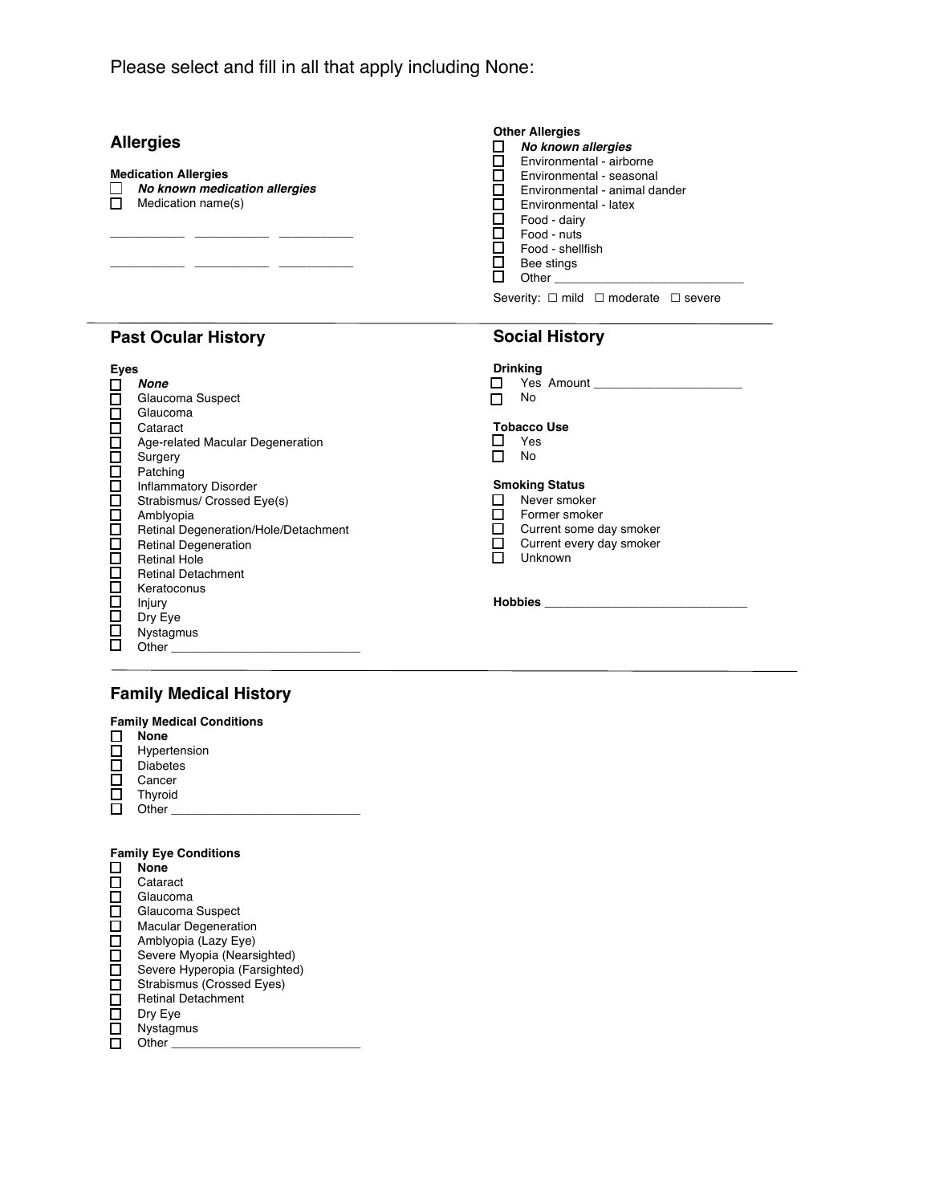Please select and fill in all that apply including None:

## Allergies

**Medication Allergies**

- ☐ ***No known medication allergies***
- ☐ Medication name(s)

___________ ___________ ___________

___________ ___________ ___________

**Other Allergies**

- ☐ ***No known allergies***
- ☐ Environmental - airborne
- ☐ Environmental - seasonal
- ☐ Environmental - animal dander
- ☐ Environmental - latex
- ☐ Food - dairy
- ☐ Food - nuts
- ☐ Food - shellfish
- ☐ Bee stings
- ☐ Other ____________________________

Severity: ☐ mild ☐ moderate ☐ severe

## Past Ocular History

**Eyes**

- ☐ ***None***
- ☐ Glaucoma Suspect
- ☐ Glaucoma
- ☐ Cataract
- ☐ Age-related Macular Degeneration
- ☐ Surgery
- ☐ Patching
- ☐ Inflammatory Disorder
- ☐ Strabismus/ Crossed Eye(s)
- ☐ Amblyopia
- ☐ Retinal Degeneration/Hole/Detachment
- ☐ Retinal Degeneration
- ☐ Retinal Hole
- ☐ Retinal Detachment
- ☐ Keratoconus
- ☐ Injury
- ☐ Dry Eye
- ☐ Nystagmus
- ☐ Other ____________________________

## Social History

**Drinking**

- ☐ Yes Amount ______________________
- ☐ No

**Tobacco Use**

- ☐ Yes
- ☐ No

**Smoking Status**

- ☐ Never smoker
- ☐ Former smoker
- ☐ Current some day smoker
- ☐ Current every day smoker
- ☐ Unknown

**Hobbies** ______________________________

## Family Medical History

**Family Medical Conditions**

- ☐ **None**
- ☐ Hypertension
- ☐ Diabetes
- ☐ Cancer
- ☐ Thyroid
- ☐ Other ____________________________

**Family Eye Conditions**

- ☐ **None**
- ☐ Cataract
- ☐ Glaucoma
- ☐ Glaucoma Suspect
- ☐ Macular Degeneration
- ☐ Amblyopia (Lazy Eye)
- ☐ Severe Myopia (Nearsighted)
- ☐ Severe Hyperopia (Farsighted)
- ☐ Strabismus (Crossed Eyes)
- ☐ Retinal Detachment
- ☐ Dry Eye
- ☐ Nystagmus
- ☐ Other ____________________________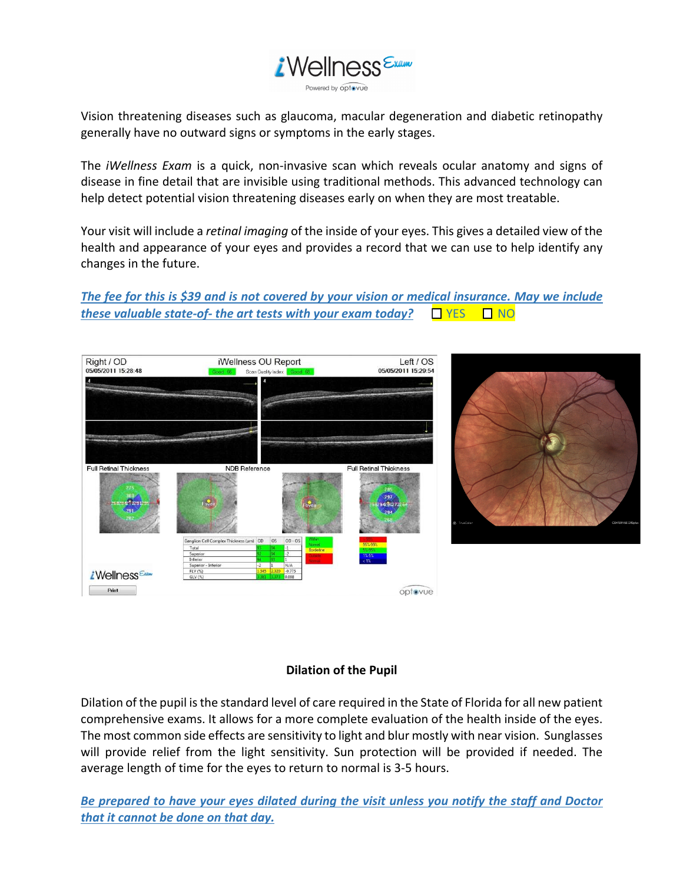Vision threatening diseases such as glaucoma, macular degeneration and diabetic retinopathy generally have no outward signs or symptoms in the early stages.

The *iWellness Exam* is a quick, non-invasive scan which reveals ocular anatomy and signs of disease in fine detail that are invisible using traditional methods. This advanced technology can help detect potential vision threatening diseases early on when they are most treatable.

Your visit will include a *retinal imaging* of the inside of your eyes. This gives a detailed view of the health and appearance of your eyes and provides a record that we can use to help identify any changes in the future.

***The fee for this is $39 and is not covered by your vision or medical insurance. May we include these valuable state-of- the art tests with your exam today?*** ☐ YES ☐ NO

**Dilation of the Pupil**

Dilation of the pupil is the standard level of care required in the State of Florida for all new patient comprehensive exams. It allows for a more complete evaluation of the health inside of the eyes. The most common side effects are sensitivity to light and blur mostly with near vision. Sunglasses will provide relief from the light sensitivity. Sun protection will be provided if needed. The average length of time for the eyes to return to normal is 3-5 hours.

***Be prepared to have your eyes dilated during the visit unless you notify the staff and Doctor that it cannot be done on that day.***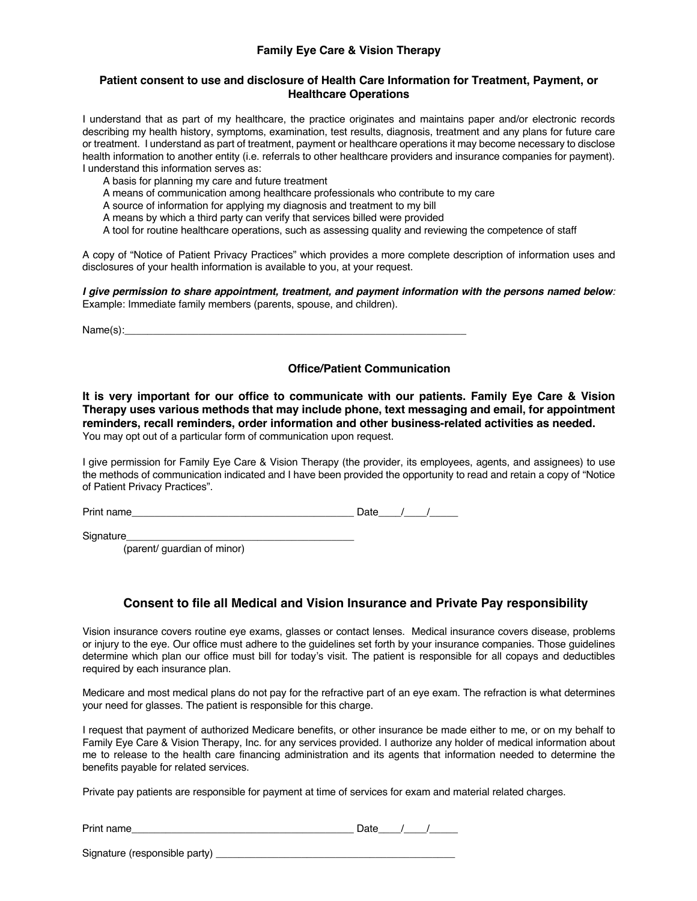## Family Eye Care & Vision Therapy

### Patient consent to use and disclosure of Health Care Information for Treatment, Payment, or Healthcare Operations

I understand that as part of my healthcare, the practice originates and maintains paper and/or electronic records describing my health history, symptoms, examination, test results, diagnosis, treatment and any plans for future care or treatment. I understand as part of treatment, payment or healthcare operations it may become necessary to disclose health information to another entity (i.e. referrals to other healthcare providers and insurance companies for payment). I understand this information serves as:

- A basis for planning my care and future treatment
- A means of communication among healthcare professionals who contribute to my care
- A source of information for applying my diagnosis and treatment to my bill
- A means by which a third party can verify that services billed were provided
- A tool for routine healthcare operations, such as assessing quality and reviewing the competence of staff

A copy of "Notice of Patient Privacy Practices" which provides a more complete description of information uses and disclosures of your health information is available to you, at your request.

***I give permission to share appointment, treatment, and payment information with the persons named below:*** Example: Immediate family members (parents, spouse, and children).

Name(s):_______________________________________________________________

### Office/Patient Communication

**It is very important for our office to communicate with our patients. Family Eye Care & Vision Therapy uses various methods that may include phone, text messaging and email, for appointment reminders, recall reminders, order information and other business-related activities as needed.** You may opt out of a particular form of communication upon request.

I give permission for Family Eye Care & Vision Therapy (the provider, its employees, agents, and assignees) to use the methods of communication indicated and I have been provided the opportunity to read and retain a copy of "Notice of Patient Privacy Practices".

Print name________________________________________ Date____/____/_____

Signature_________________________________________
(parent/ guardian of minor)

### Consent to file all Medical and Vision Insurance and Private Pay responsibility

Vision insurance covers routine eye exams, glasses or contact lenses. Medical insurance covers disease, problems or injury to the eye. Our office must adhere to the guidelines set forth by your insurance companies. Those guidelines determine which plan our office must bill for today's visit. The patient is responsible for all copays and deductibles required by each insurance plan.

Medicare and most medical plans do not pay for the refractive part of an eye exam. The refraction is what determines your need for glasses. The patient is responsible for this charge.

I request that payment of authorized Medicare benefits, or other insurance be made either to me, or on my behalf to Family Eye Care & Vision Therapy, Inc. for any services provided. I authorize any holder of medical information about me to release to the health care financing administration and its agents that information needed to determine the benefits payable for related services.

Private pay patients are responsible for payment at time of services for exam and material related charges.

Print name________________________________________ Date____/____/_____

Signature (responsible party) ____________________________________________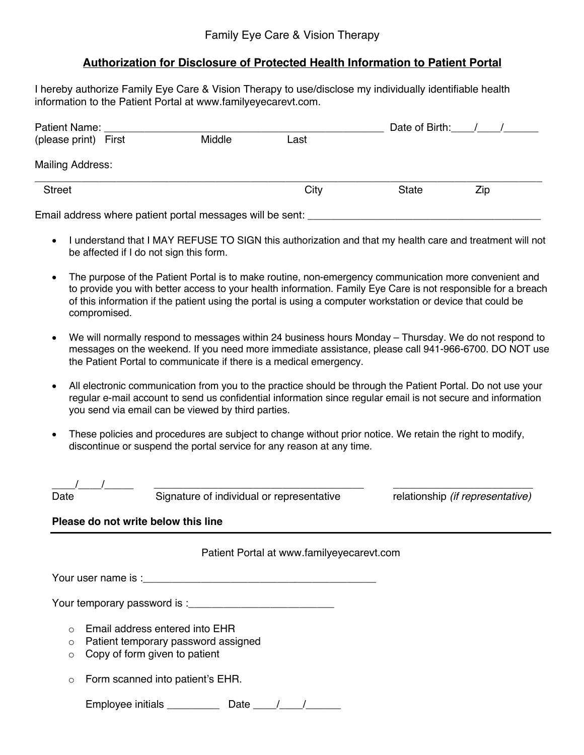Family Eye Care & Vision Therapy

## Authorization for Disclosure of Protected Health Information to Patient Portal

I hereby authorize Family Eye Care & Vision Therapy to use/disclose my individually identifiable health information to the Patient Portal at www.familyeyecarevt.com.

Patient Name: _______________________________________________ Date of Birth:____/____/______
(please print) First Middle Last

Mailing Address:

_____________________________________________________________________________________
Street City State Zip

Email address where patient portal messages will be sent: ________________________________________

- I understand that I MAY REFUSE TO SIGN this authorization and that my health care and treatment will not be affected if I do not sign this form.
- The purpose of the Patient Portal is to make routine, non-emergency communication more convenient and to provide you with better access to your health information. Family Eye Care is not responsible for a breach of this information if the patient using the portal is using a computer workstation or device that could be compromised.
- We will normally respond to messages within 24 business hours Monday – Thursday. We do not respond to messages on the weekend. If you need more immediate assistance, please call 941-966-6700. DO NOT use the Patient Portal to communicate if there is a medical emergency.
- All electronic communication from you to the practice should be through the Patient Portal. Do not use your regular e-mail account to send us confidential information since regular email is not secure and information you send via email can be viewed by third parties.
- These policies and procedures are subject to change without prior notice. We retain the right to modify, discontinue or suspend the portal service for any reason at any time.

____/____/_____ ______________________________________ ________________________
Date Signature of individual or representative relationship *(if representative)*

**Please do not write below this line**

---

Patient Portal at www.familyeyecarevt.com

Your user name is :________________________________________

Your temporary password is :_________________________

- ○ Email address entered into EHR
- ○ Patient temporary password assigned
- ○ Copy of form given to patient

- ○ Form scanned into patient's EHR.

Employee initials _________ Date ____/____/______